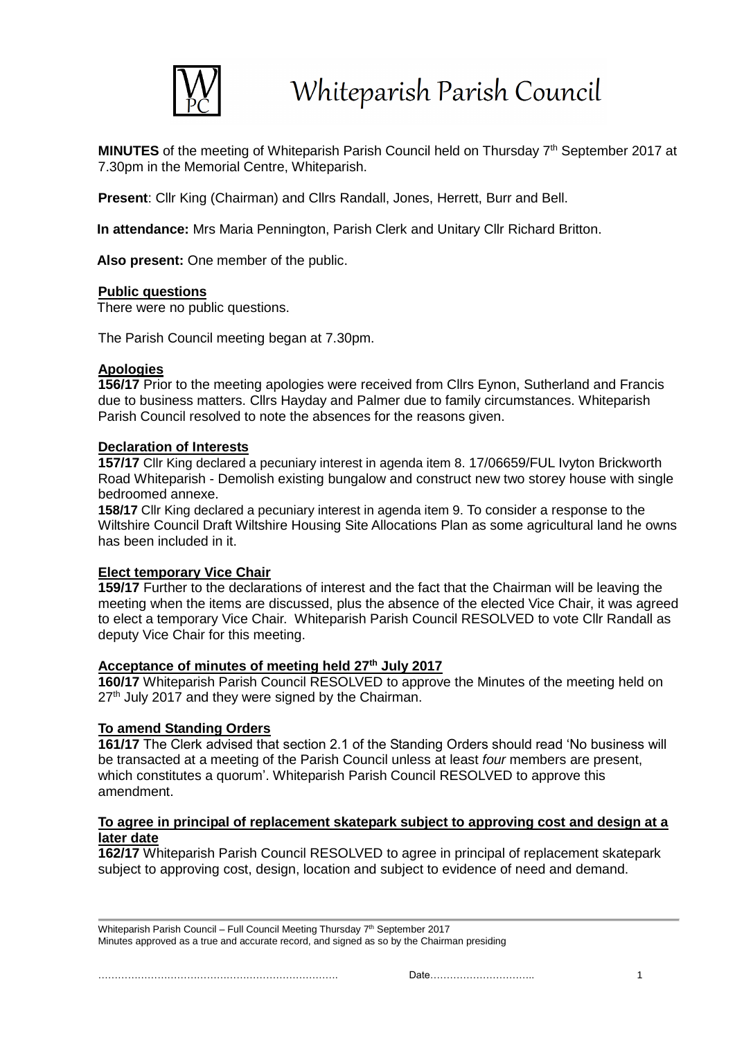# Whiteparish Parish Council

**MINUTES** of the meeting of Whiteparish Parish Council held on Thursday 7th September 2017 at 7.30pm in the Memorial Centre, Whiteparish.

**Present**: Cllr King (Chairman) and Cllrs Randall, Jones, Herrett, Burr and Bell.

**In attendance:** Mrs Maria Pennington, Parish Clerk and Unitary Cllr Richard Britton.

**Also present:** One member of the public.

**Public questions**

There were no public questions.

The Parish Council meeting began at 7.30pm.

**Apologies**

**156/17** Prior to the meeting apologies were received from Cllrs Eynon, Sutherland and Francis due to business matters. Cllrs Hayday and Palmer due to family circumstances. Whiteparish Parish Council resolved to note the absences for the reasons given.

**Declaration of Interests**

**157/17** Cllr King declared a pecuniary interest in agenda item 8. 17/06659/FUL Ivyton Brickworth Road Whiteparish - Demolish existing bungalow and construct new two storey house with single bedroomed annexe.

**158/17** Cllr King declared a pecuniary interest in agenda item 9. To consider a response to the Wiltshire Council Draft Wiltshire Housing Site Allocations Plan as some agricultural land he owns has been included in it.

**Elect temporary Vice Chair**

**159/17** Further to the declarations of interest and the fact that the Chairman will be leaving the meeting when the items are discussed, plus the absence of the elected Vice Chair, it was agreed to elect a temporary Vice Chair. Whiteparish Parish Council RESOLVED to vote Cllr Randall as deputy Vice Chair for this meeting.

**Acceptance of minutes of meeting held 27th July 2017**

**160/17** Whiteparish Parish Council RESOLVED to approve the Minutes of the meeting held on 27th July 2017 and they were signed by the Chairman.

**To amend Standing Orders**

**161/17** The Clerk advised that section 2.1 of the Standing Orders should read 'No business will be transacted at a meeting of the Parish Council unless at least *four* members are present, which constitutes a quorum'. Whiteparish Parish Council RESOLVED to approve this amendment.

**To agree in principal of replacement skatepark subject to approving cost and design at a later date**

**162/17** Whiteparish Parish Council RESOLVED to agree in principal of replacement skatepark subject to approving cost, design, location and subject to evidence of need and demand.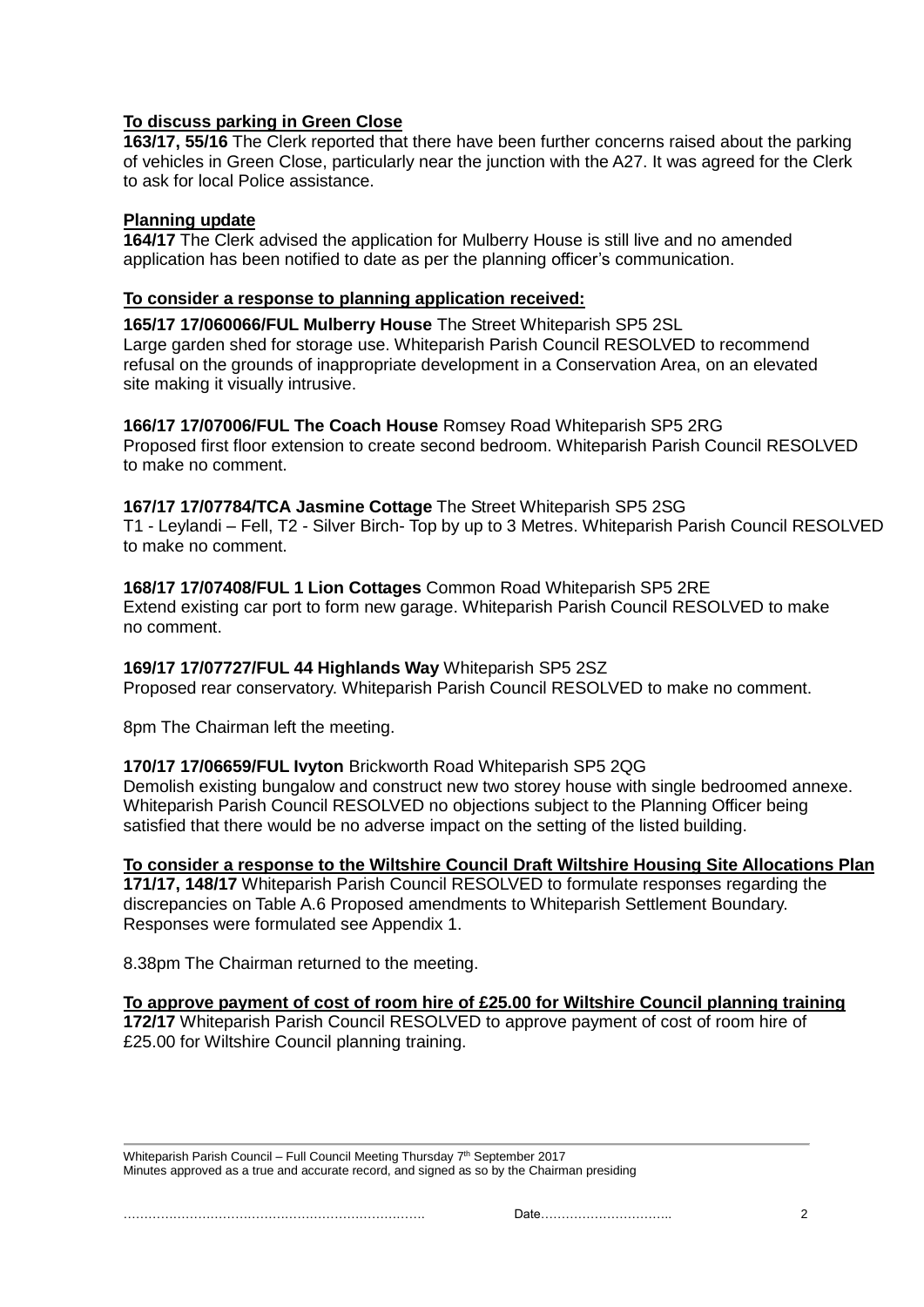**To discuss parking in Green Close**

**163/17, 55/16** The Clerk reported that there have been further concerns raised about the parking of vehicles in Green Close, particularly near the junction with the A27. It was agreed for the Clerk to ask for local Police assistance.

**Planning update**

**164/17** The Clerk advised the application for Mulberry House is still live and no amended application has been notified to date as per the planning officer's communication.

**To consider a response to planning application received:**

**165/17 17/060066/FUL Mulberry House** The Street Whiteparish SP5 2SL
Large garden shed for storage use. Whiteparish Parish Council RESOLVED to recommend refusal on the grounds of inappropriate development in a Conservation Area, on an elevated site making it visually intrusive.

**166/17 17/07006/FUL The Coach House** Romsey Road Whiteparish SP5 2RG
Proposed first floor extension to create second bedroom. Whiteparish Parish Council RESOLVED to make no comment.

**167/17 17/07784/TCA Jasmine Cottage** The Street Whiteparish SP5 2SG
T1 - Leylandi – Fell, T2 - Silver Birch- Top by up to 3 Metres. Whiteparish Parish Council RESOLVED to make no comment.

**168/17 17/07408/FUL 1 Lion Cottages** Common Road Whiteparish SP5 2RE
Extend existing car port to form new garage. Whiteparish Parish Council RESOLVED to make no comment.

**169/17 17/07727/FUL 44 Highlands Way** Whiteparish SP5 2SZ
Proposed rear conservatory. Whiteparish Parish Council RESOLVED to make no comment.

8pm The Chairman left the meeting.

**170/17 17/06659/FUL Ivyton** Brickworth Road Whiteparish SP5 2QG
Demolish existing bungalow and construct new two storey house with single bedroomed annexe. Whiteparish Parish Council RESOLVED no objections subject to the Planning Officer being satisfied that there would be no adverse impact on the setting of the listed building.

**To consider a response to the Wiltshire Council Draft Wiltshire Housing Site Allocations Plan**

**171/17, 148/17** Whiteparish Parish Council RESOLVED to formulate responses regarding the discrepancies on Table A.6 Proposed amendments to Whiteparish Settlement Boundary. Responses were formulated see Appendix 1.

8.38pm The Chairman returned to the meeting.

**To approve payment of cost of room hire of £25.00 for Wiltshire Council planning training**

**172/17** Whiteparish Parish Council RESOLVED to approve payment of cost of room hire of £25.00 for Wiltshire Council planning training.

Whiteparish Parish Council – Full Council Meeting Thursday 7th September 2017
Minutes approved as a true and accurate record, and signed as so by the Chairman presiding

………………………………………………………………… Date…………………………..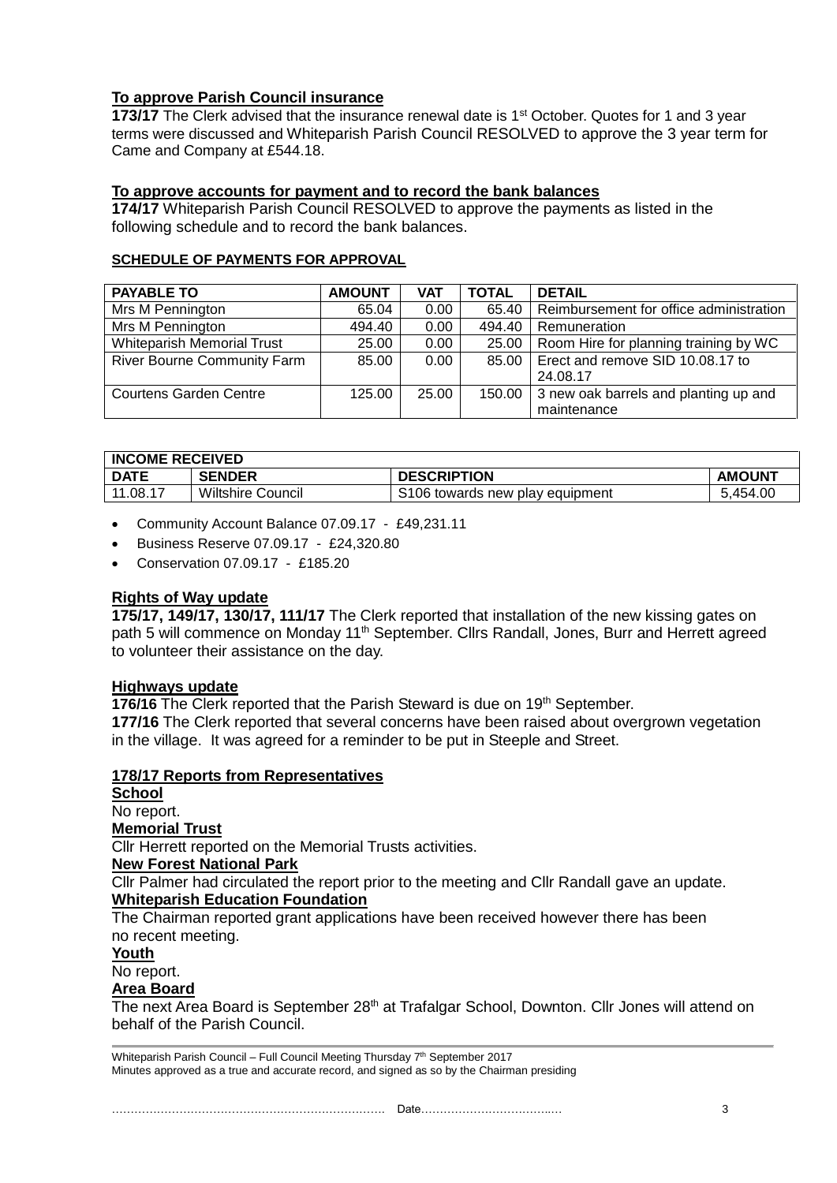**To approve Parish Council insurance**

**173/17** The Clerk advised that the insurance renewal date is 1st October. Quotes for 1 and 3 year terms were discussed and Whiteparish Parish Council RESOLVED to approve the 3 year term for Came and Company at £544.18.

**To approve accounts for payment and to record the bank balances**

**174/17** Whiteparish Parish Council RESOLVED to approve the payments as listed in the following schedule and to record the bank balances.

**SCHEDULE OF PAYMENTS FOR APPROVAL**

| PAYABLE TO | AMOUNT | VAT | TOTAL | DETAIL |
|---|---|---|---|---|
| Mrs M Pennington | 65.04 | 0.00 | 65.40 | Reimbursement for office administration |
| Mrs M Pennington | 494.40 | 0.00 | 494.40 | Remuneration |
| Whiteparish Memorial Trust | 25.00 | 0.00 | 25.00 | Room Hire for planning training by WC |
| River Bourne Community Farm | 85.00 | 0.00 | 85.00 | Erect and remove SID 10.08.17 to 24.08.17 |
| Courtens Garden Centre | 125.00 | 25.00 | 150.00 | 3 new oak barrels and planting up and maintenance |

| INCOME RECEIVED | | | |
|---|---|---|---|
| **DATE** | **SENDER** | **DESCRIPTION** | **AMOUNT** |
| 11.08.17 | Wiltshire Council | S106 towards new play equipment | 5,454.00 |

- Community Account Balance 07.09.17 - £49,231.11
- Business Reserve 07.09.17 - £24,320.80
- Conservation 07.09.17 - £185.20

**Rights of Way update**

**175/17, 149/17, 130/17, 111/17** The Clerk reported that installation of the new kissing gates on path 5 will commence on Monday 11th September. Cllrs Randall, Jones, Burr and Herrett agreed to volunteer their assistance on the day.

**Highways update**

**176/16** The Clerk reported that the Parish Steward is due on 19th September.

**177/16** The Clerk reported that several concerns have been raised about overgrown vegetation in the village. It was agreed for a reminder to be put in Steeple and Street.

**178/17 Reports from Representatives**

**School**

No report.

**Memorial Trust**

Cllr Herrett reported on the Memorial Trusts activities.

**New Forest National Park**

Cllr Palmer had circulated the report prior to the meeting and Cllr Randall gave an update.

**Whiteparish Education Foundation**

The Chairman reported grant applications have been received however there has been no recent meeting.

**Youth**

No report.

**Area Board**

The next Area Board is September 28th at Trafalgar School, Downton. Cllr Jones will attend on behalf of the Parish Council.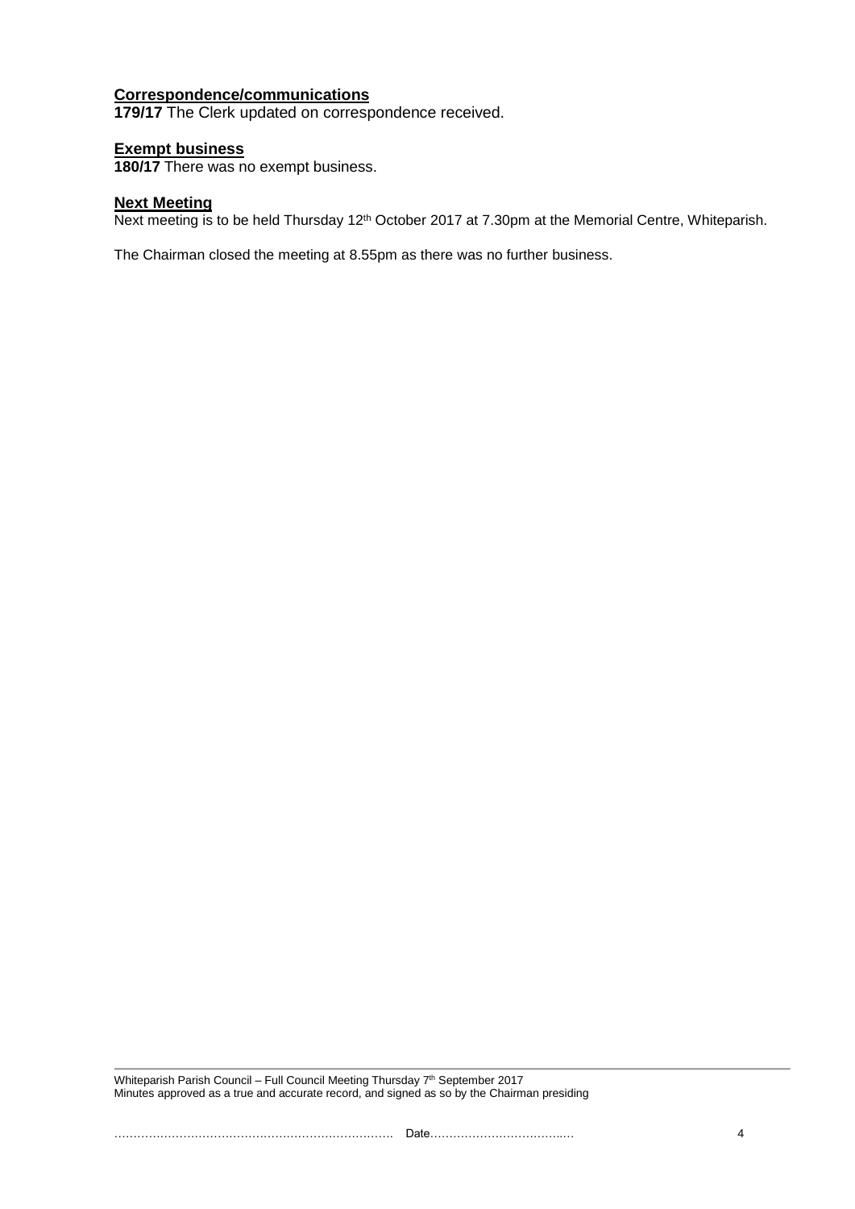**Correspondence/communications**
**179/17** The Clerk updated on correspondence received.

**Exempt business**
**180/17** There was no exempt business.

**Next Meeting**
Next meeting is to be held Thursday 12th October 2017 at 7.30pm at the Memorial Centre, Whiteparish.

The Chairman closed the meeting at 8.55pm as there was no further business.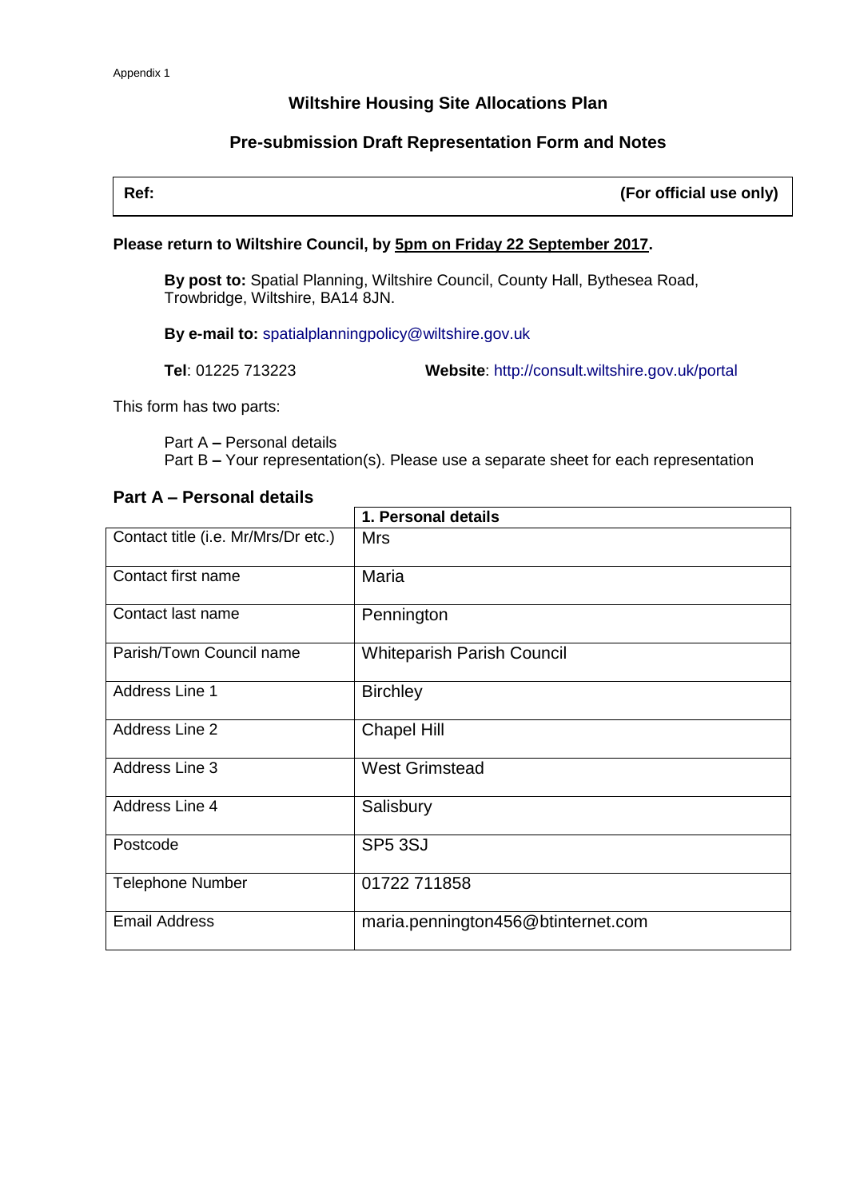Appendix 1

## Wiltshire Housing Site Allocations Plan

## Pre-submission Draft Representation Form and Notes

| **Ref:** | **(For official use only)** |
|---|---|

**Please return to Wiltshire Council, by 5pm on Friday 22 September 2017.**

**By post to:** Spatial Planning, Wiltshire Council, County Hall, Bythesea Road, Trowbridge, Wiltshire, BA14 8JN.

**By e-mail to:** spatialplanningpolicy@wiltshire.gov.uk

**Tel**: 01225 713223 **Website**: http://consult.wiltshire.gov.uk/portal

This form has two parts:

Part A **–** Personal details
Part B **–** Your representation(s). Please use a separate sheet for each representation

### Part A – Personal details

| | **1. Personal details** |
|---|---|
| Contact title (i.e. Mr/Mrs/Dr etc.) | Mrs |
| Contact first name | Maria |
| Contact last name | Pennington |
| Parish/Town Council name | Whiteparish Parish Council |
| Address Line 1 | Birchley |
| Address Line 2 | Chapel Hill |
| Address Line 3 | West Grimstead |
| Address Line 4 | Salisbury |
| Postcode | SP5 3SJ |
| Telephone Number | 01722 711858 |
| Email Address | maria.pennington456@btinternet.com |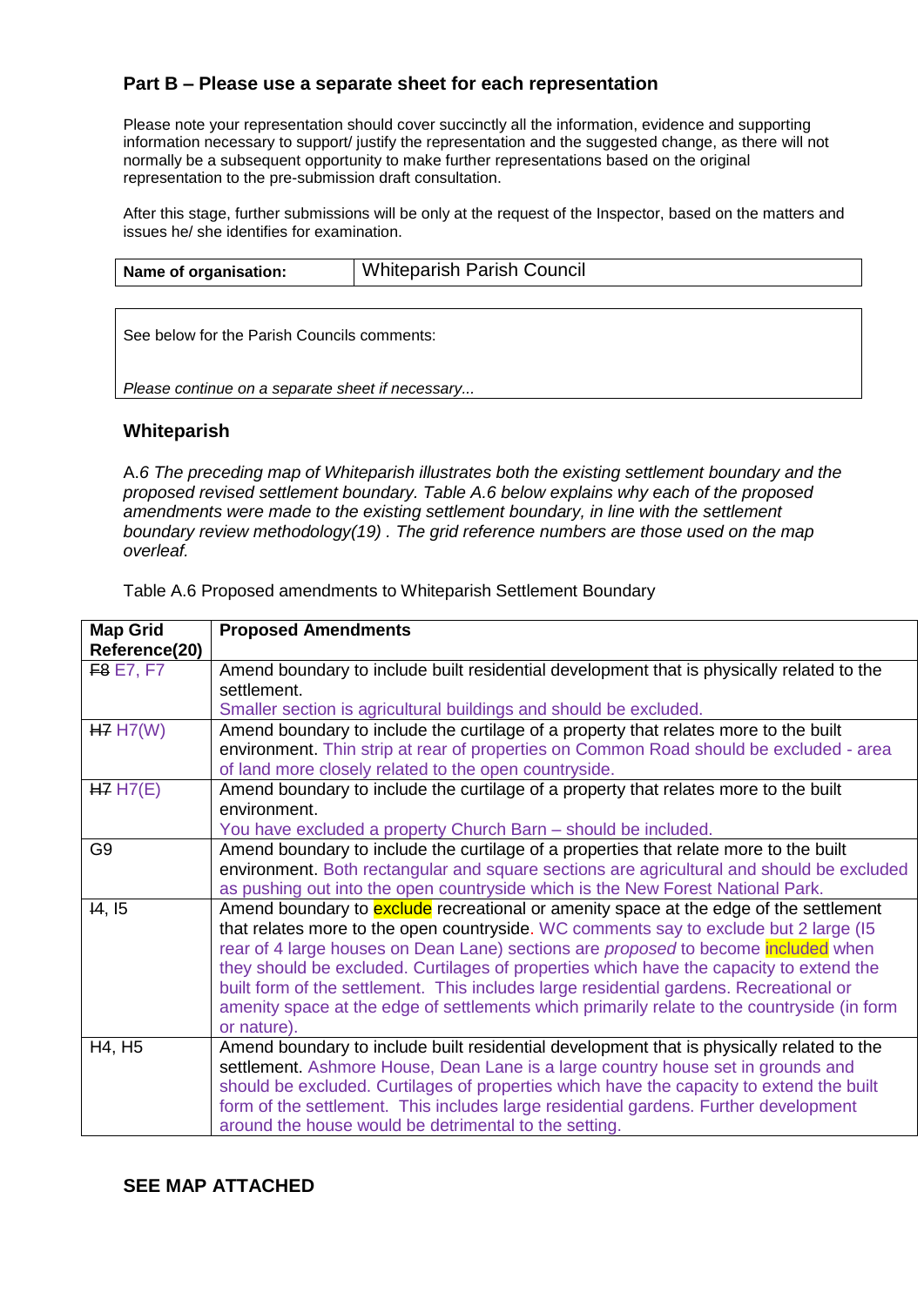### Part B – Please use a separate sheet for each representation

Please note your representation should cover succinctly all the information, evidence and supporting information necessary to support/ justify the representation and the suggested change, as there will not normally be a subsequent opportunity to make further representations based on the original representation to the pre-submission draft consultation.

After this stage, further submissions will be only at the request of the Inspector, based on the matters and issues he/ she identifies for examination.

| **Name of organisation:** | Whiteparish Parish Council |
|---|---|

See below for the Parish Councils comments:

*Please continue on a separate sheet if necessary...*

### Whiteparish

A.*6 The preceding map of Whiteparish illustrates both the existing settlement boundary and the proposed revised settlement boundary. Table A.6 below explains why each of the proposed amendments were made to the existing settlement boundary, in line with the settlement boundary review methodology(19) . The grid reference numbers are those used on the map overleaf.*

Table A.6 Proposed amendments to Whiteparish Settlement Boundary

| **Map Grid Reference(20)** | **Proposed Amendments** |
|---|---|
| ~~F8~~ E7, F7 | Amend boundary to include built residential development that is physically related to the settlement. Smaller section is agricultural buildings and should be excluded. |
| ~~H7~~ H7(W) | Amend boundary to include the curtilage of a property that relates more to the built environment. Thin strip at rear of properties on Common Road should be excluded - area of land more closely related to the open countryside. |
| ~~H7~~ H7(E) | Amend boundary to include the curtilage of a property that relates more to the built environment. You have excluded a property Church Barn – should be included. |
| G9 | Amend boundary to include the curtilage of a properties that relate more to the built environment. Both rectangular and square sections are agricultural and should be excluded as pushing out into the open countryside which is the New Forest National Park. |
| ~~I4~~, I5 | Amend boundary to exclude recreational or amenity space at the edge of the settlement that relates more to the open countryside. WC comments say to exclude but 2 large (I5 rear of 4 large houses on Dean Lane) sections are *proposed* to become included when they should be excluded. Curtilages of properties which have the capacity to extend the built form of the settlement. This includes large residential gardens. Recreational or amenity space at the edge of settlements which primarily relate to the countryside (in form or nature). |
| H4, H5 | Amend boundary to include built residential development that is physically related to the settlement. Ashmore House, Dean Lane is a large country house set in grounds and should be excluded. Curtilages of properties which have the capacity to extend the built form of the settlement. This includes large residential gardens. Further development around the house would be detrimental to the setting. |

**SEE MAP ATTACHED**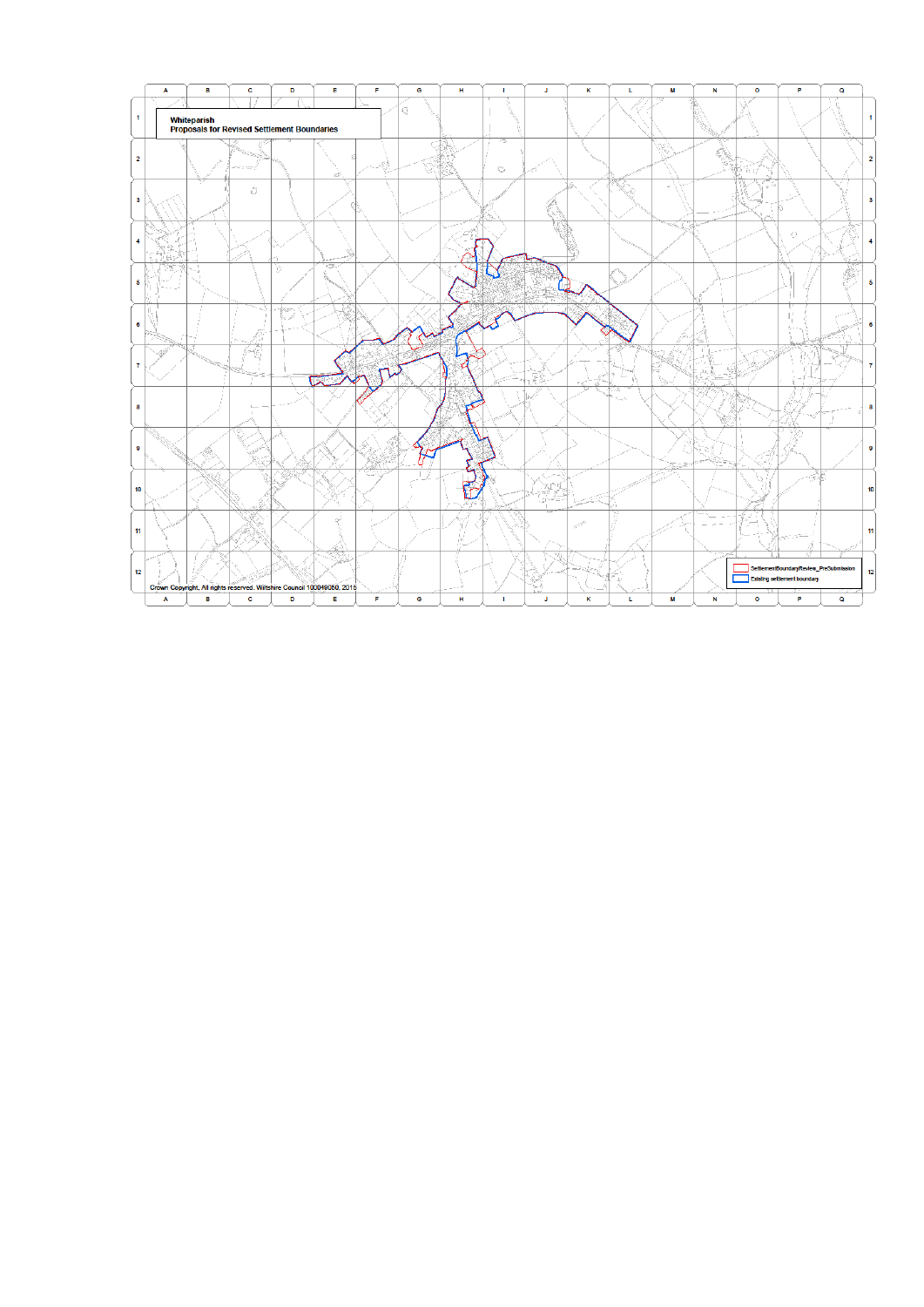**Whiteparish**
**Proposals for Revised Settlement Boundaries**

A B C D E F G H I J K L M N O P Q

1 2 3 4 5 6 7 8 9 10 11 12

SettlementBoundaryReview_PreSubmission

Existing settlement boundary

Crown Copyright. All rights reserved. Wiltshire Council 100049050, 2015